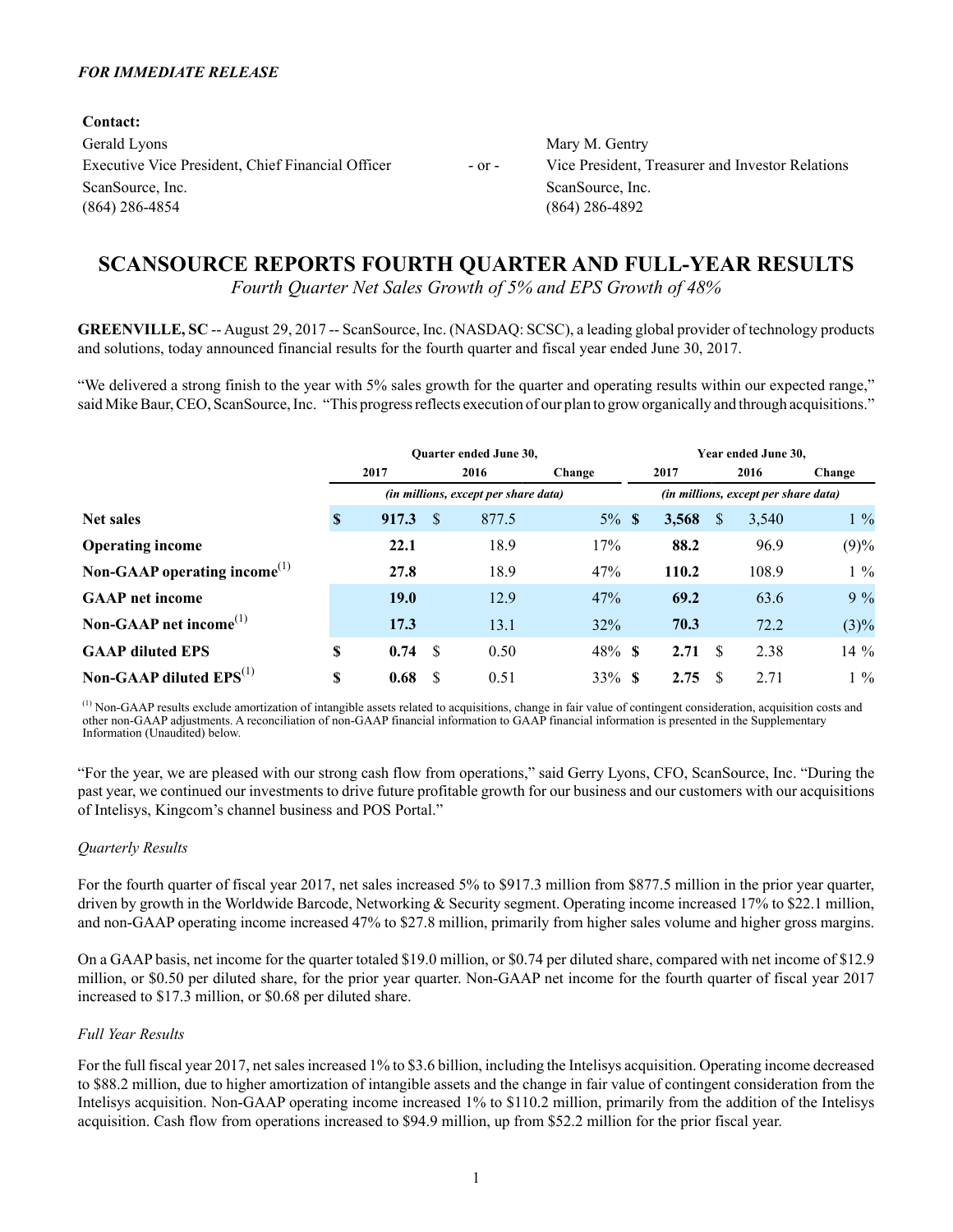***FOR IMMEDIATE RELEASE***

**Contact:**

Gerald Lyons
Executive Vice President, Chief Financial Officer
ScanSource, Inc.
(864) 286-4854

\- or -

Mary M. Gentry
Vice President, Treasurer and Investor Relations
ScanSource, Inc.
(864) 286-4892

# SCANSOURCE REPORTS FOURTH QUARTER AND FULL-YEAR RESULTS

*Fourth Quarter Net Sales Growth of 5% and EPS Growth of 48%*

**GREENVILLE, SC** -- August 29, 2017 -- ScanSource, Inc. (NASDAQ: SCSC), a leading global provider of technology products and solutions, today announced financial results for the fourth quarter and fiscal year ended June 30, 2017.

"We delivered a strong finish to the year with 5% sales growth for the quarter and operating results within our expected range," said Mike Baur, CEO, ScanSource, Inc. "This progress reflects execution of our plan to grow organically and through acquisitions."

| | Quarter ended June 30, | | | Year ended June 30, | | |
|---|---|---|---|---|---|---|
| | 2017 | 2016 | Change | 2017 | 2016 | Change |
| | *(in millions, except per share data)* | | | *(in millions, except per share data)* | | |
| **Net sales** | **$ 917.3** | $ 877.5 | 5 % | **$ 3,568** | $ 3,540 | 1 % |
| **Operating income** | **22.1** | 18.9 | 17% | **88.2** | 96.9 | (9)% |
| **Non-GAAP operating income**[(1)] | **27.8** | 18.9 | 47% | **110.2** | 108.9 | 1 % |
| **GAAP net income** | **19.0** | 12.9 | 47% | **69.2** | 63.6 | 9 % |
| **Non-GAAP net income**[(1)] | **17.3** | 13.1 | 32% | **70.3** | 72.2 | (3)% |
| **GAAP diluted EPS** | **$ 0.74** | $ 0.50 | 48% | **$ 2.71** | $ 2.38 | 14 % |
| **Non-GAAP diluted EPS**[(1)] | **$ 0.68** | $ 0.51 | 33% | **$ 2.75** | $ 2.71 | 1 % |

[(1)] Non-GAAP results exclude amortization of intangible assets related to acquisitions, change in fair value of contingent consideration, acquisition costs and other non-GAAP adjustments. A reconciliation of non-GAAP financial information to GAAP financial information is presented in the Supplementary Information (Unaudited) below.

"For the year, we are pleased with our strong cash flow from operations," said Gerry Lyons, CFO, ScanSource, Inc. "During the past year, we continued our investments to drive future profitable growth for our business and our customers with our acquisitions of Intelisys, Kingcom's channel business and POS Portal."

*Quarterly Results*

For the fourth quarter of fiscal year 2017, net sales increased 5% to $917.3 million from $877.5 million in the prior year quarter, driven by growth in the Worldwide Barcode, Networking & Security segment. Operating income increased 17% to $22.1 million, and non-GAAP operating income increased 47% to $27.8 million, primarily from higher sales volume and higher gross margins.

On a GAAP basis, net income for the quarter totaled $19.0 million, or $0.74 per diluted share, compared with net income of $12.9 million, or $0.50 per diluted share, for the prior year quarter. Non-GAAP net income for the fourth quarter of fiscal year 2017 increased to $17.3 million, or $0.68 per diluted share.

*Full Year Results*

For the full fiscal year 2017, net sales increased 1% to $3.6 billion, including the Intelisys acquisition. Operating income decreased to $88.2 million, due to higher amortization of intangible assets and the change in fair value of contingent consideration from the Intelisys acquisition. Non-GAAP operating income increased 1% to $110.2 million, primarily from the addition of the Intelisys acquisition. Cash flow from operations increased to $94.9 million, up from $52.2 million for the prior fiscal year.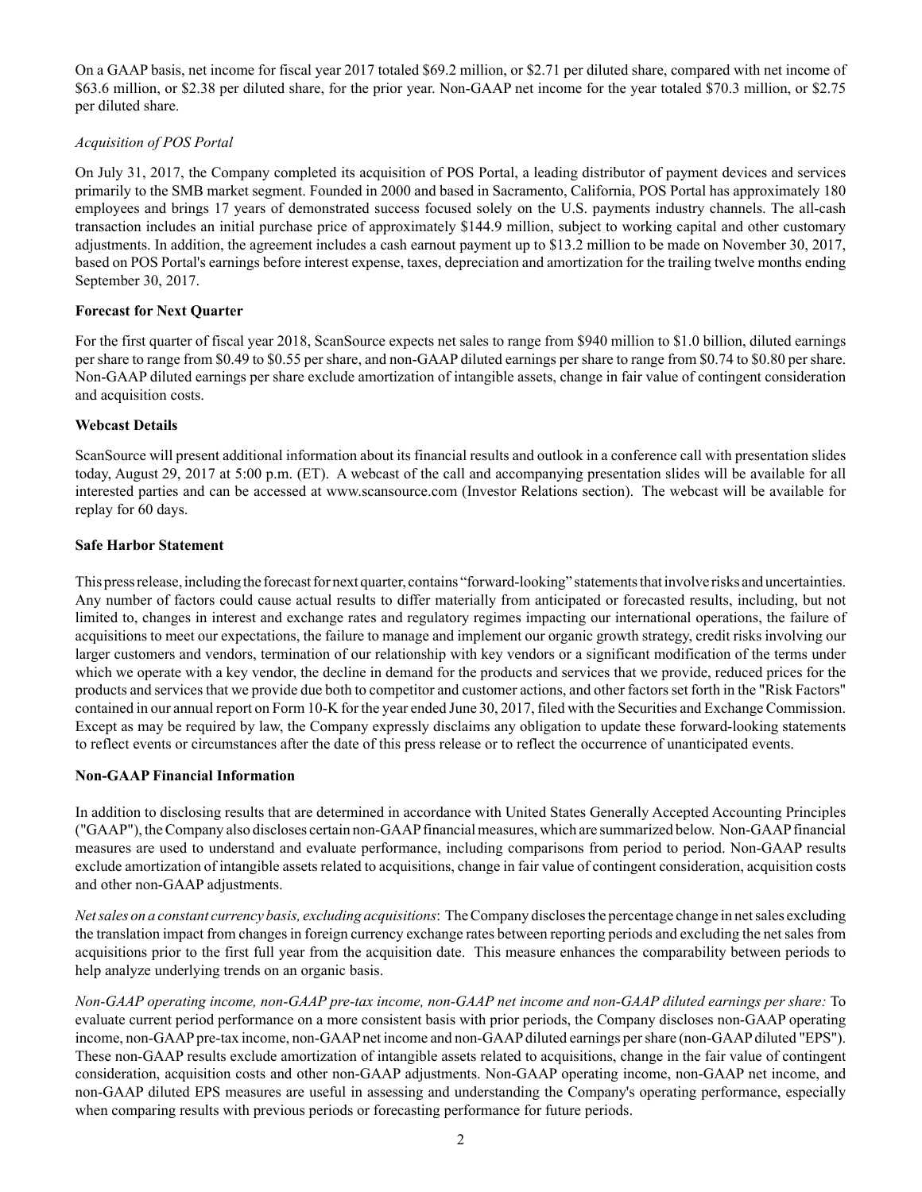On a GAAP basis, net income for fiscal year 2017 totaled $69.2 million, or $2.71 per diluted share, compared with net income of $63.6 million, or $2.38 per diluted share, for the prior year. Non-GAAP net income for the year totaled $70.3 million, or $2.75 per diluted share.

*Acquisition of POS Portal*

On July 31, 2017, the Company completed its acquisition of POS Portal, a leading distributor of payment devices and services primarily to the SMB market segment. Founded in 2000 and based in Sacramento, California, POS Portal has approximately 180 employees and brings 17 years of demonstrated success focused solely on the U.S. payments industry channels. The all-cash transaction includes an initial purchase price of approximately $144.9 million, subject to working capital and other customary adjustments. In addition, the agreement includes a cash earnout payment up to $13.2 million to be made on November 30, 2017, based on POS Portal's earnings before interest expense, taxes, depreciation and amortization for the trailing twelve months ending September 30, 2017.

**Forecast for Next Quarter**

For the first quarter of fiscal year 2018, ScanSource expects net sales to range from $940 million to $1.0 billion, diluted earnings per share to range from $0.49 to $0.55 per share, and non-GAAP diluted earnings per share to range from $0.74 to $0.80 per share. Non-GAAP diluted earnings per share exclude amortization of intangible assets, change in fair value of contingent consideration and acquisition costs.

**Webcast Details**

ScanSource will present additional information about its financial results and outlook in a conference call with presentation slides today, August 29, 2017 at 5:00 p.m. (ET). A webcast of the call and accompanying presentation slides will be available for all interested parties and can be accessed at www.scansource.com (Investor Relations section). The webcast will be available for replay for 60 days.

**Safe Harbor Statement**

This press release, including the forecast for next quarter, contains "forward-looking" statements that involve risks and uncertainties. Any number of factors could cause actual results to differ materially from anticipated or forecasted results, including, but not limited to, changes in interest and exchange rates and regulatory regimes impacting our international operations, the failure of acquisitions to meet our expectations, the failure to manage and implement our organic growth strategy, credit risks involving our larger customers and vendors, termination of our relationship with key vendors or a significant modification of the terms under which we operate with a key vendor, the decline in demand for the products and services that we provide, reduced prices for the products and services that we provide due both to competitor and customer actions, and other factors set forth in the "Risk Factors" contained in our annual report on Form 10-K for the year ended June 30, 2017, filed with the Securities and Exchange Commission. Except as may be required by law, the Company expressly disclaims any obligation to update these forward-looking statements to reflect events or circumstances after the date of this press release or to reflect the occurrence of unanticipated events.

**Non-GAAP Financial Information**

In addition to disclosing results that are determined in accordance with United States Generally Accepted Accounting Principles ("GAAP"), the Company also discloses certain non-GAAP financial measures, which are summarized below. Non-GAAP financial measures are used to understand and evaluate performance, including comparisons from period to period. Non-GAAP results exclude amortization of intangible assets related to acquisitions, change in fair value of contingent consideration, acquisition costs and other non-GAAP adjustments.

*Net sales on a constant currency basis, excluding acquisitions*: The Company discloses the percentage change in net sales excluding the translation impact from changes in foreign currency exchange rates between reporting periods and excluding the net sales from acquisitions prior to the first full year from the acquisition date. This measure enhances the comparability between periods to help analyze underlying trends on an organic basis.

*Non-GAAP operating income, non-GAAP pre-tax income, non-GAAP net income and non-GAAP diluted earnings per share:* To evaluate current period performance on a more consistent basis with prior periods, the Company discloses non-GAAP operating income, non-GAAP pre-tax income, non-GAAP net income and non-GAAP diluted earnings per share (non-GAAP diluted "EPS"). These non-GAAP results exclude amortization of intangible assets related to acquisitions, change in the fair value of contingent consideration, acquisition costs and other non-GAAP adjustments. Non-GAAP operating income, non-GAAP net income, and non-GAAP diluted EPS measures are useful in assessing and understanding the Company's operating performance, especially when comparing results with previous periods or forecasting performance for future periods.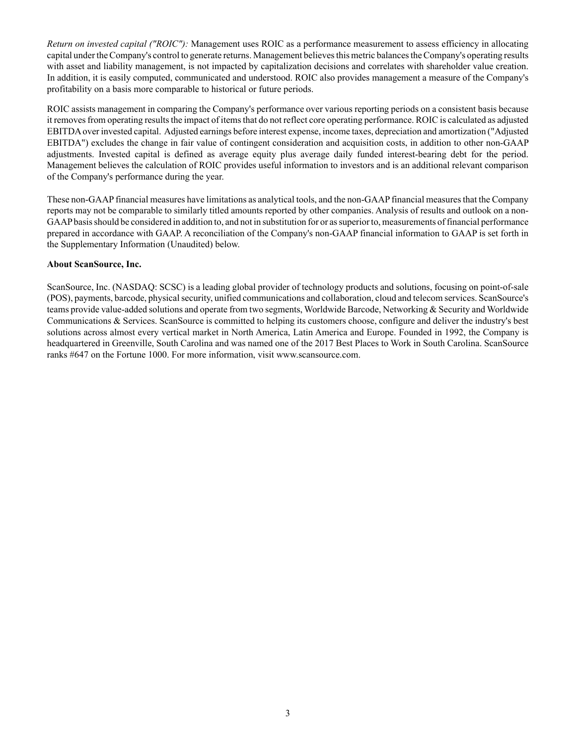*Return on invested capital ("ROIC"):* Management uses ROIC as a performance measurement to assess efficiency in allocating capital under the Company's control to generate returns. Management believes this metric balances the Company's operating results with asset and liability management, is not impacted by capitalization decisions and correlates with shareholder value creation. In addition, it is easily computed, communicated and understood. ROIC also provides management a measure of the Company's profitability on a basis more comparable to historical or future periods.

ROIC assists management in comparing the Company's performance over various reporting periods on a consistent basis because it removes from operating results the impact of items that do not reflect core operating performance. ROIC is calculated as adjusted EBITDA over invested capital. Adjusted earnings before interest expense, income taxes, depreciation and amortization ("Adjusted EBITDA") excludes the change in fair value of contingent consideration and acquisition costs, in addition to other non-GAAP adjustments. Invested capital is defined as average equity plus average daily funded interest-bearing debt for the period. Management believes the calculation of ROIC provides useful information to investors and is an additional relevant comparison of the Company's performance during the year.

These non-GAAP financial measures have limitations as analytical tools, and the non-GAAP financial measures that the Company reports may not be comparable to similarly titled amounts reported by other companies. Analysis of results and outlook on a non-GAAP basis should be considered in addition to, and not in substitution for or as superior to, measurements of financial performance prepared in accordance with GAAP. A reconciliation of the Company's non-GAAP financial information to GAAP is set forth in the Supplementary Information (Unaudited) below.

**About ScanSource, Inc.**

ScanSource, Inc. (NASDAQ: SCSC) is a leading global provider of technology products and solutions, focusing on point-of-sale (POS), payments, barcode, physical security, unified communications and collaboration, cloud and telecom services. ScanSource's teams provide value-added solutions and operate from two segments, Worldwide Barcode, Networking & Security and Worldwide Communications & Services. ScanSource is committed to helping its customers choose, configure and deliver the industry's best solutions across almost every vertical market in North America, Latin America and Europe. Founded in 1992, the Company is headquartered in Greenville, South Carolina and was named one of the 2017 Best Places to Work in South Carolina. ScanSource ranks #647 on the Fortune 1000. For more information, visit www.scansource.com.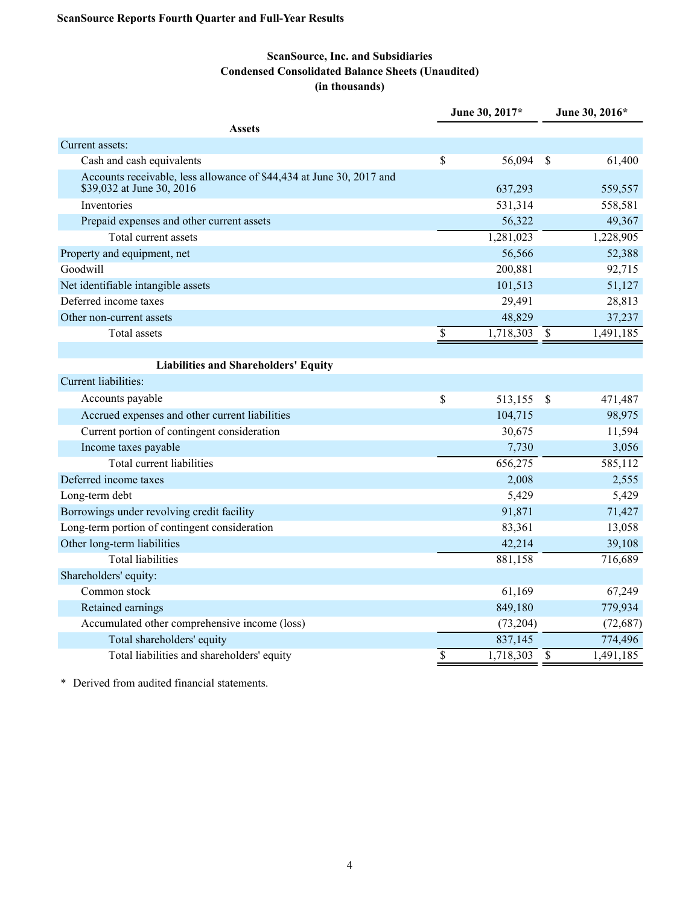**ScanSource Reports Fourth Quarter and Full-Year Results**

**ScanSource, Inc. and Subsidiaries**
**Condensed Consolidated Balance Sheets (Unaudited)**
**(in thousands)**

| | June 30, 2017* | June 30, 2016* |
|---|---|---|
| **Assets** | | |
| Current assets: | | |
| Cash and cash equivalents | $ 56,094 | $ 61,400 |
| Accounts receivable, less allowance of $44,434 at June 30, 2017 and $39,032 at June 30, 2016 | 637,293 | 559,557 |
| Inventories | 531,314 | 558,581 |
| Prepaid expenses and other current assets | 56,322 | 49,367 |
| Total current assets | 1,281,023 | 1,228,905 |
| Property and equipment, net | 56,566 | 52,388 |
| Goodwill | 200,881 | 92,715 |
| Net identifiable intangible assets | 101,513 | 51,127 |
| Deferred income taxes | 29,491 | 28,813 |
| Other non-current assets | 48,829 | 37,237 |
| Total assets | $ 1,718,303 | $ 1,491,185 |
| | | |
| **Liabilities and Shareholders' Equity** | | |
| Current liabilities: | | |
| Accounts payable | $ 513,155 | $ 471,487 |
| Accrued expenses and other current liabilities | 104,715 | 98,975 |
| Current portion of contingent consideration | 30,675 | 11,594 |
| Income taxes payable | 7,730 | 3,056 |
| Total current liabilities | 656,275 | 585,112 |
| Deferred income taxes | 2,008 | 2,555 |
| Long-term debt | 5,429 | 5,429 |
| Borrowings under revolving credit facility | 91,871 | 71,427 |
| Long-term portion of contingent consideration | 83,361 | 13,058 |
| Other long-term liabilities | 42,214 | 39,108 |
| Total liabilities | 881,158 | 716,689 |
| Shareholders' equity: | | |
| Common stock | 61,169 | 67,249 |
| Retained earnings | 849,180 | 779,934 |
| Accumulated other comprehensive income (loss) | (73,204) | (72,687) |
| Total shareholders' equity | 837,145 | 774,496 |
| Total liabilities and shareholders' equity | $ 1,718,303 | $ 1,491,185 |

\* Derived from audited financial statements.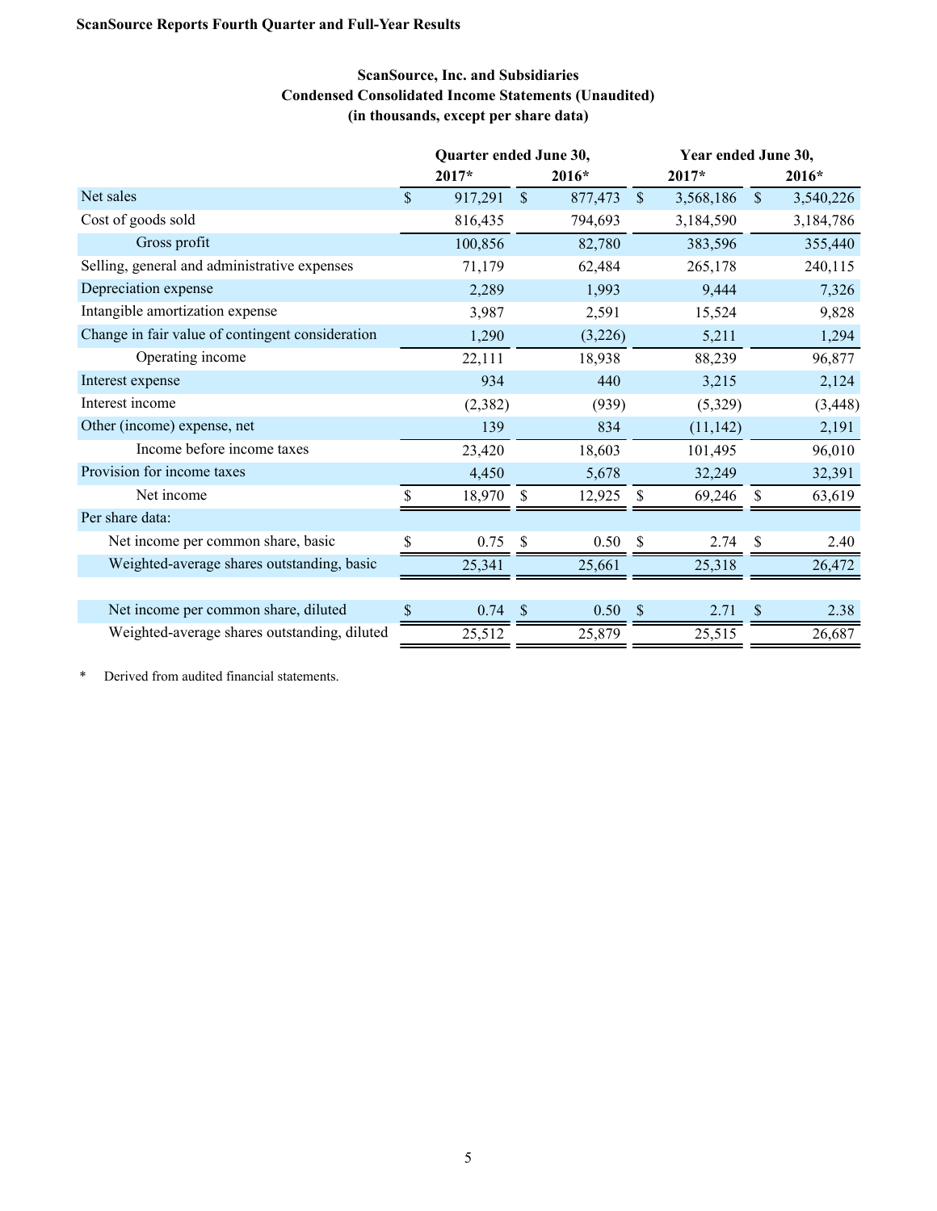**ScanSource Reports Fourth Quarter and Full-Year Results**

**ScanSource, Inc. and Subsidiaries**
**Condensed Consolidated Income Statements (Unaudited)**
**(in thousands, except per share data)**

| | Quarter ended June 30, | | Year ended June 30, | |
|---|---|---|---|---|
| | **2017*** | **2016*** | **2017*** | **2016*** |
| Net sales | $ 917,291 | $ 877,473 | $ 3,568,186 | $ 3,540,226 |
| Cost of goods sold | 816,435 | 794,693 | 3,184,590 | 3,184,786 |
| Gross profit | 100,856 | 82,780 | 383,596 | 355,440 |
| Selling, general and administrative expenses | 71,179 | 62,484 | 265,178 | 240,115 |
| Depreciation expense | 2,289 | 1,993 | 9,444 | 7,326 |
| Intangible amortization expense | 3,987 | 2,591 | 15,524 | 9,828 |
| Change in fair value of contingent consideration | 1,290 | (3,226) | 5,211 | 1,294 |
| Operating income | 22,111 | 18,938 | 88,239 | 96,877 |
| Interest expense | 934 | 440 | 3,215 | 2,124 |
| Interest income | (2,382) | (939) | (5,329) | (3,448) |
| Other (income) expense, net | 139 | 834 | (11,142) | 2,191 |
| Income before income taxes | 23,420 | 18,603 | 101,495 | 96,010 |
| Provision for income taxes | 4,450 | 5,678 | 32,249 | 32,391 |
| Net income | $ 18,970 | $ 12,925 | $ 69,246 | $ 63,619 |
| Per share data: | | | | |
| Net income per common share, basic | $ 0.75 | $ 0.50 | $ 2.74 | $ 2.40 |
| Weighted-average shares outstanding, basic | 25,341 | 25,661 | 25,318 | 26,472 |
| | | | | |
| Net income per common share, diluted | $ 0.74 | $ 0.50 | $ 2.71 | $ 2.38 |
| Weighted-average shares outstanding, diluted | 25,512 | 25,879 | 25,515 | 26,687 |

\* Derived from audited financial statements.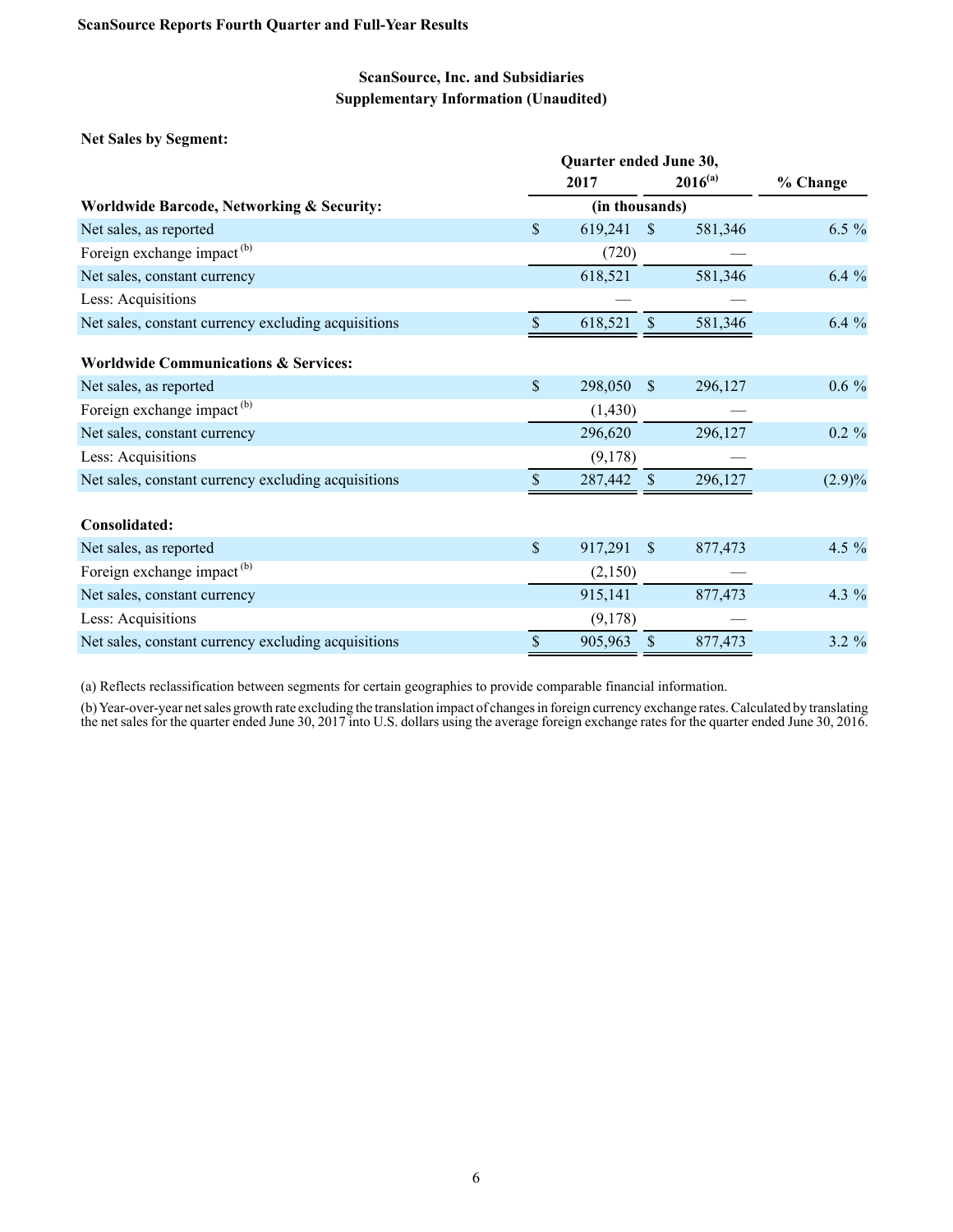ScanSource Reports Fourth Quarter and Full-Year Results

## ScanSource, Inc. and Subsidiaries
## Supplementary Information (Unaudited)

**Net Sales by Segment:**

| | Quarter ended June 30, | | |
|---|---|---|---|
| | 2017 | 2016[(a)] | % Change |
| **Worldwide Barcode, Networking & Security:** | (in thousands) | | |
| Net sales, as reported | $ 619,241 | $ 581,346 | 6.5 % |
| Foreign exchange impact [(b)] | (720) | — | |
| Net sales, constant currency | 618,521 | 581,346 | 6.4 % |
| Less: Acquisitions | — | — | |
| Net sales, constant currency excluding acquisitions | $ 618,521 | $ 581,346 | 6.4 % |
| | | | |
| **Worldwide Communications & Services:** | | | |
| Net sales, as reported | $ 298,050 | $ 296,127 | 0.6 % |
| Foreign exchange impact [(b)] | (1,430) | — | |
| Net sales, constant currency | 296,620 | 296,127 | 0.2 % |
| Less: Acquisitions | (9,178) | — | |
| Net sales, constant currency excluding acquisitions | $ 287,442 | $ 296,127 | (2.9)% |
| | | | |
| **Consolidated:** | | | |
| Net sales, as reported | $ 917,291 | $ 877,473 | 4.5 % |
| Foreign exchange impact [(b)] | (2,150) | — | |
| Net sales, constant currency | 915,141 | 877,473 | 4.3 % |
| Less: Acquisitions | (9,178) | — | |
| Net sales, constant currency excluding acquisitions | $ 905,963 | $ 877,473 | 3.2 % |

(a) Reflects reclassification between segments for certain geographies to provide comparable financial information.

(b) Year-over-year net sales growth rate excluding the translation impact of changes in foreign currency exchange rates. Calculated by translating the net sales for the quarter ended June 30, 2017 into U.S. dollars using the average foreign exchange rates for the quarter ended June 30, 2016.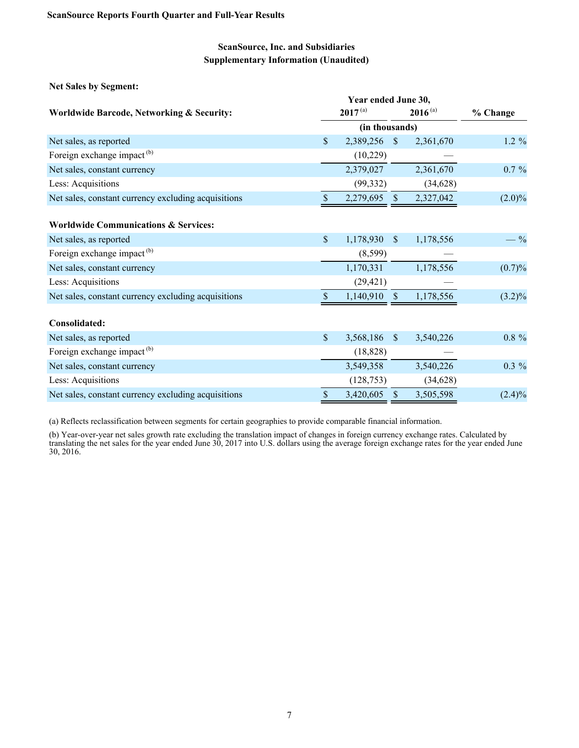**ScanSource Reports Fourth Quarter and Full-Year Results**

## ScanSource, Inc. and Subsidiaries
## Supplementary Information (Unaudited)

**Net Sales by Segment:**

| | Year ended June 30, | | |
|---|---|---|---|
| **Worldwide Barcode, Networking & Security:** | **2017** [(a)] | **2016** [(a)] | **% Change** |
| | (in thousands) | | |
| Net sales, as reported | $ 2,389,256 | $ 2,361,670 | 1.2 % |
| Foreign exchange impact [(b)] | (10,229) | — | |
| Net sales, constant currency | 2,379,027 | 2,361,670 | 0.7 % |
| Less: Acquisitions | (99,332) | (34,628) | |
| Net sales, constant currency excluding acquisitions | $ 2,279,695 | $ 2,327,042 | (2.0)% |
| | | | |
| **Worldwide Communications & Services:** | | | |
| Net sales, as reported | $ 1,178,930 | $ 1,178,556 | — % |
| Foreign exchange impact [(b)] | (8,599) | — | |
| Net sales, constant currency | 1,170,331 | 1,178,556 | (0.7)% |
| Less: Acquisitions | (29,421) | — | |
| Net sales, constant currency excluding acquisitions | $ 1,140,910 | $ 1,178,556 | (3.2)% |
| | | | |
| **Consolidated:** | | | |
| Net sales, as reported | $ 3,568,186 | $ 3,540,226 | 0.8 % |
| Foreign exchange impact [(b)] | (18,828) | — | |
| Net sales, constant currency | 3,549,358 | 3,540,226 | 0.3 % |
| Less: Acquisitions | (128,753) | (34,628) | |
| Net sales, constant currency excluding acquisitions | $ 3,420,605 | $ 3,505,598 | (2.4)% |

(a) Reflects reclassification between segments for certain geographies to provide comparable financial information.

(b) Year-over-year net sales growth rate excluding the translation impact of changes in foreign currency exchange rates. Calculated by translating the net sales for the year ended June 30, 2017 into U.S. dollars using the average foreign exchange rates for the year ended June 30, 2016.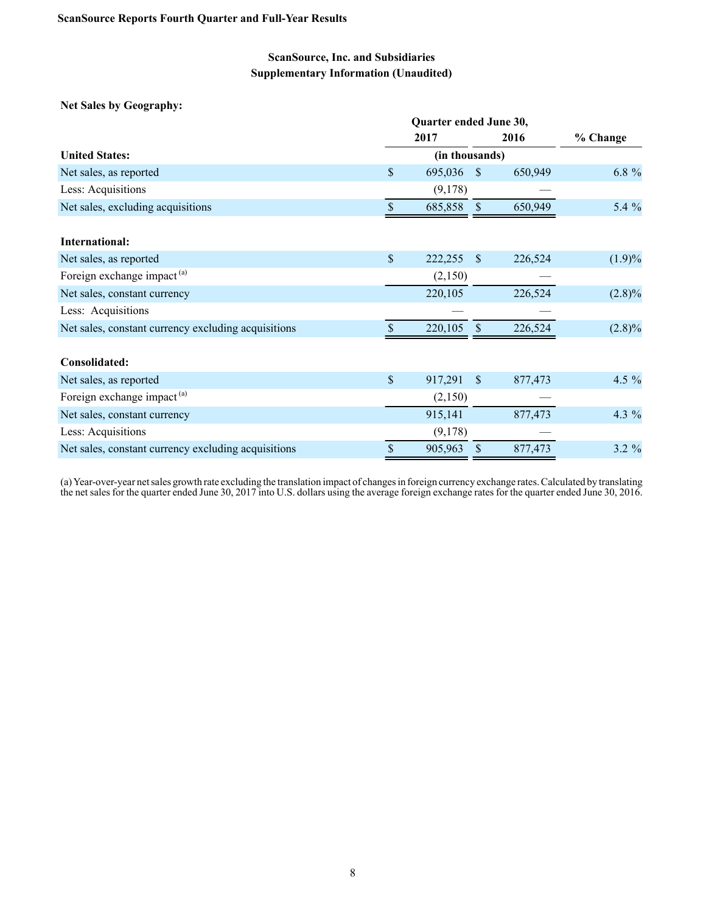**ScanSource Reports Fourth Quarter and Full-Year Results**

## ScanSource, Inc. and Subsidiaries
## Supplementary Information (Unaudited)

**Net Sales by Geography:**

| | Quarter ended June 30, | | |
|---|---|---|---|
| | 2017 | 2016 | % Change |
| **United States:** | (in thousands) | | |
| Net sales, as reported | $ 695,036 | $ 650,949 | 6.8 % |
| Less: Acquisitions | (9,178) | — | |
| Net sales, excluding acquisitions | $ 685,858 | $ 650,949 | 5.4 % |
| | | | |
| **International:** | | | |
| Net sales, as reported | $ 222,255 | $ 226,524 | (1.9)% |
| Foreign exchange impact [(a)] | (2,150) | — | |
| Net sales, constant currency | 220,105 | 226,524 | (2.8)% |
| Less: Acquisitions | — | — | |
| Net sales, constant currency excluding acquisitions | $ 220,105 | $ 226,524 | (2.8)% |
| | | | |
| **Consolidated:** | | | |
| Net sales, as reported | $ 917,291 | $ 877,473 | 4.5 % |
| Foreign exchange impact [(a)] | (2,150) | — | |
| Net sales, constant currency | 915,141 | 877,473 | 4.3 % |
| Less: Acquisitions | (9,178) | — | |
| Net sales, constant currency excluding acquisitions | $ 905,963 | $ 877,473 | 3.2 % |

(a) Year-over-year net sales growth rate excluding the translation impact of changes in foreign currency exchange rates. Calculated by translating the net sales for the quarter ended June 30, 2017 into U.S. dollars using the average foreign exchange rates for the quarter ended June 30, 2016.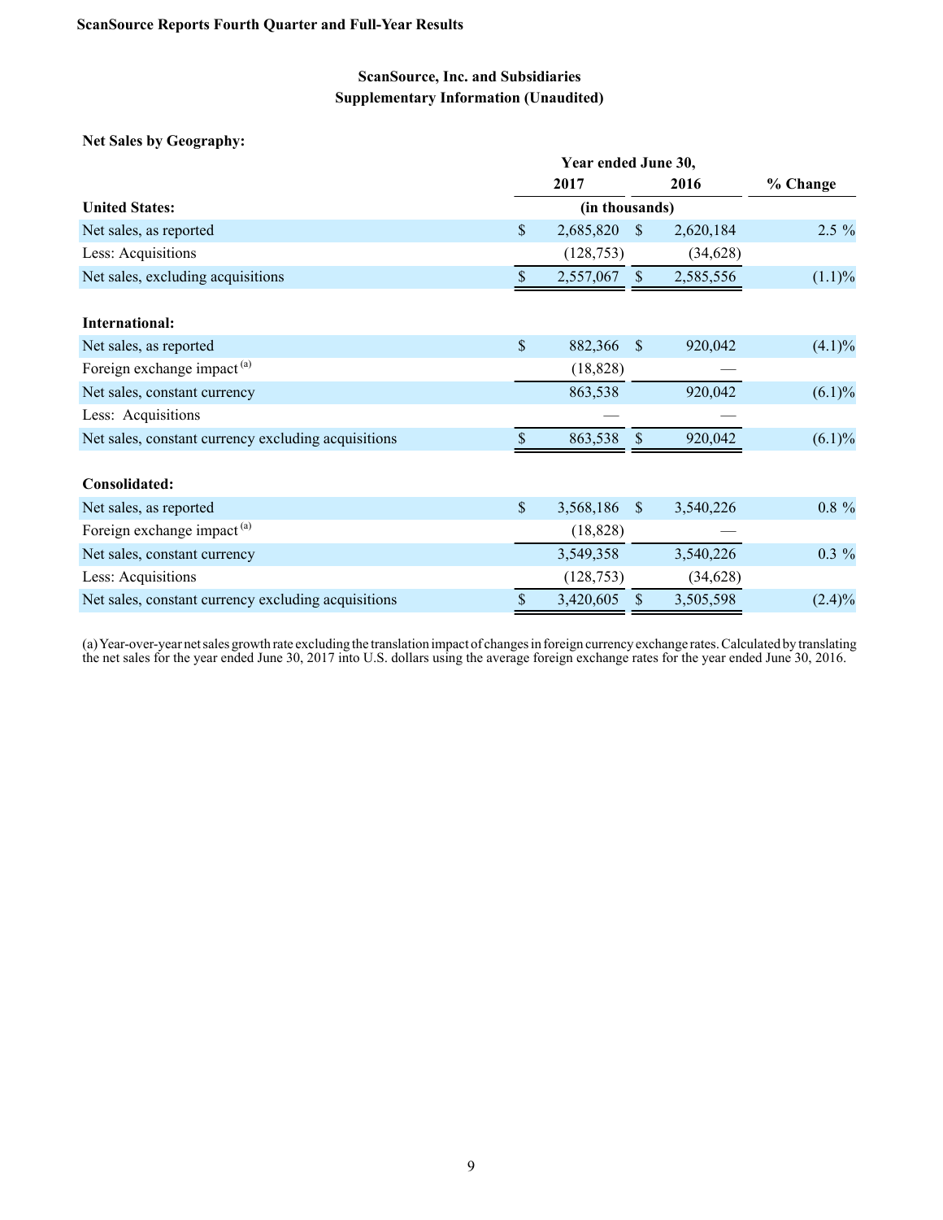ScanSource Reports Fourth Quarter and Full-Year Results

## ScanSource, Inc. and Subsidiaries
## Supplementary Information (Unaudited)

**Net Sales by Geography:**

| | Year ended June 30, | | |
|---|---|---|---|
| | 2017 | 2016 | % Change |
| **United States:** | (in thousands) | | |
| Net sales, as reported | $ 2,685,820 | $ 2,620,184 | 2.5 % |
| Less: Acquisitions | (128,753) | (34,628) | |
| Net sales, excluding acquisitions | $ 2,557,067 | $ 2,585,556 | (1.1)% |
| | | | |
| **International:** | | | |
| Net sales, as reported | $ 882,366 | $ 920,042 | (4.1)% |
| Foreign exchange impact [(a)] | (18,828) | — | |
| Net sales, constant currency | 863,538 | 920,042 | (6.1)% |
| Less: Acquisitions | — | — | |
| Net sales, constant currency excluding acquisitions | $ 863,538 | $ 920,042 | (6.1)% |
| | | | |
| **Consolidated:** | | | |
| Net sales, as reported | $ 3,568,186 | $ 3,540,226 | 0.8 % |
| Foreign exchange impact [(a)] | (18,828) | — | |
| Net sales, constant currency | 3,549,358 | 3,540,226 | 0.3 % |
| Less: Acquisitions | (128,753) | (34,628) | |
| Net sales, constant currency excluding acquisitions | $ 3,420,605 | $ 3,505,598 | (2.4)% |

(a) Year-over-year net sales growth rate excluding the translation impact of changes in foreign currency exchange rates. Calculated by translating the net sales for the year ended June 30, 2017 into U.S. dollars using the average foreign exchange rates for the year ended June 30, 2016.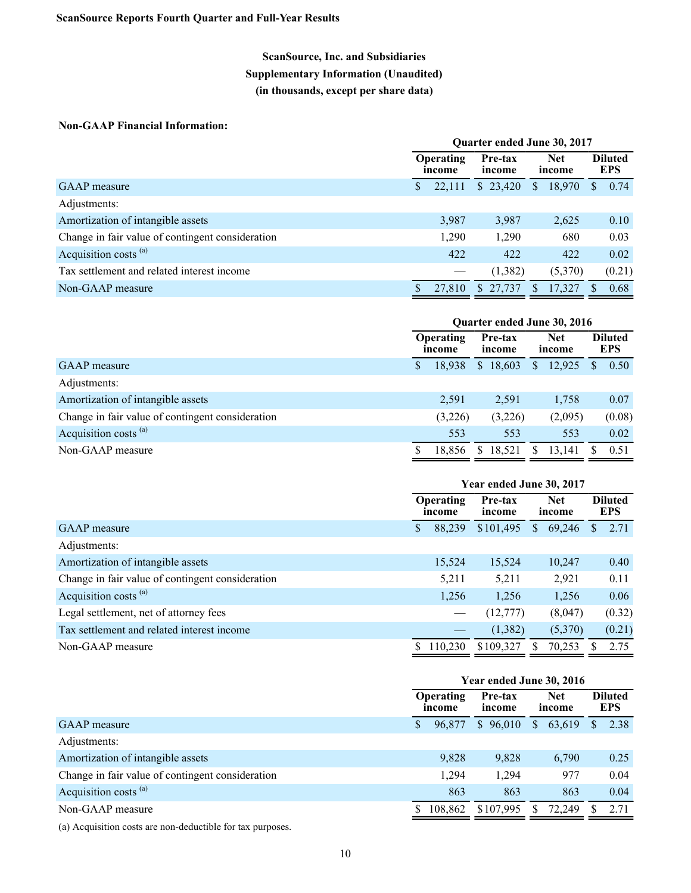**ScanSource Reports Fourth Quarter and Full-Year Results**

## ScanSource, Inc. and Subsidiaries
## Supplementary Information (Unaudited)
## (in thousands, except per share data)

**Non-GAAP Financial Information:**

| | Quarter ended June 30, 2017 | | | |
|---|---|---|---|---|
| | Operating income | Pre-tax income | Net income | Diluted EPS |
| GAAP measure | $ 22,111 | $ 23,420 | $ 18,970 | $ 0.74 |
| Adjustments: | | | | |
| Amortization of intangible assets | 3,987 | 3,987 | 2,625 | 0.10 |
| Change in fair value of contingent consideration | 1,290 | 1,290 | 680 | 0.03 |
| Acquisition costs [(a)] | 422 | 422 | 422 | 0.02 |
| Tax settlement and related interest income | — | (1,382) | (5,370) | (0.21) |
| Non-GAAP measure | $ 27,810 | $ 27,737 | $ 17,327 | $ 0.68 |

| | Quarter ended June 30, 2016 | | | |
|---|---|---|---|---|
| | Operating income | Pre-tax income | Net income | Diluted EPS |
| GAAP measure | $ 18,938 | $ 18,603 | $ 12,925 | $ 0.50 |
| Adjustments: | | | | |
| Amortization of intangible assets | 2,591 | 2,591 | 1,758 | 0.07 |
| Change in fair value of contingent consideration | (3,226) | (3,226) | (2,095) | (0.08) |
| Acquisition costs [(a)] | 553 | 553 | 553 | 0.02 |
| Non-GAAP measure | $ 18,856 | $ 18,521 | $ 13,141 | $ 0.51 |

| | Year ended June 30, 2017 | | | |
|---|---|---|---|---|
| | Operating income | Pre-tax income | Net income | Diluted EPS |
| GAAP measure | $ 88,239 | $101,495 | $ 69,246 | $ 2.71 |
| Adjustments: | | | | |
| Amortization of intangible assets | 15,524 | 15,524 | 10,247 | 0.40 |
| Change in fair value of contingent consideration | 5,211 | 5,211 | 2,921 | 0.11 |
| Acquisition costs [(a)] | 1,256 | 1,256 | 1,256 | 0.06 |
| Legal settlement, net of attorney fees | — | (12,777) | (8,047) | (0.32) |
| Tax settlement and related interest income | — | (1,382) | (5,370) | (0.21) |
| Non-GAAP measure | $ 110,230 | $109,327 | $ 70,253 | $ 2.75 |

| | Year ended June 30, 2016 | | | |
|---|---|---|---|---|
| | Operating income | Pre-tax income | Net income | Diluted EPS |
| GAAP measure | $ 96,877 | $ 96,010 | $ 63,619 | $ 2.38 |
| Adjustments: | | | | |
| Amortization of intangible assets | 9,828 | 9,828 | 6,790 | 0.25 |
| Change in fair value of contingent consideration | 1,294 | 1,294 | 977 | 0.04 |
| Acquisition costs [(a)] | 863 | 863 | 863 | 0.04 |
| Non-GAAP measure | $ 108,862 | $107,995 | $ 72,249 | $ 2.71 |

(a) Acquisition costs are non-deductible for tax purposes.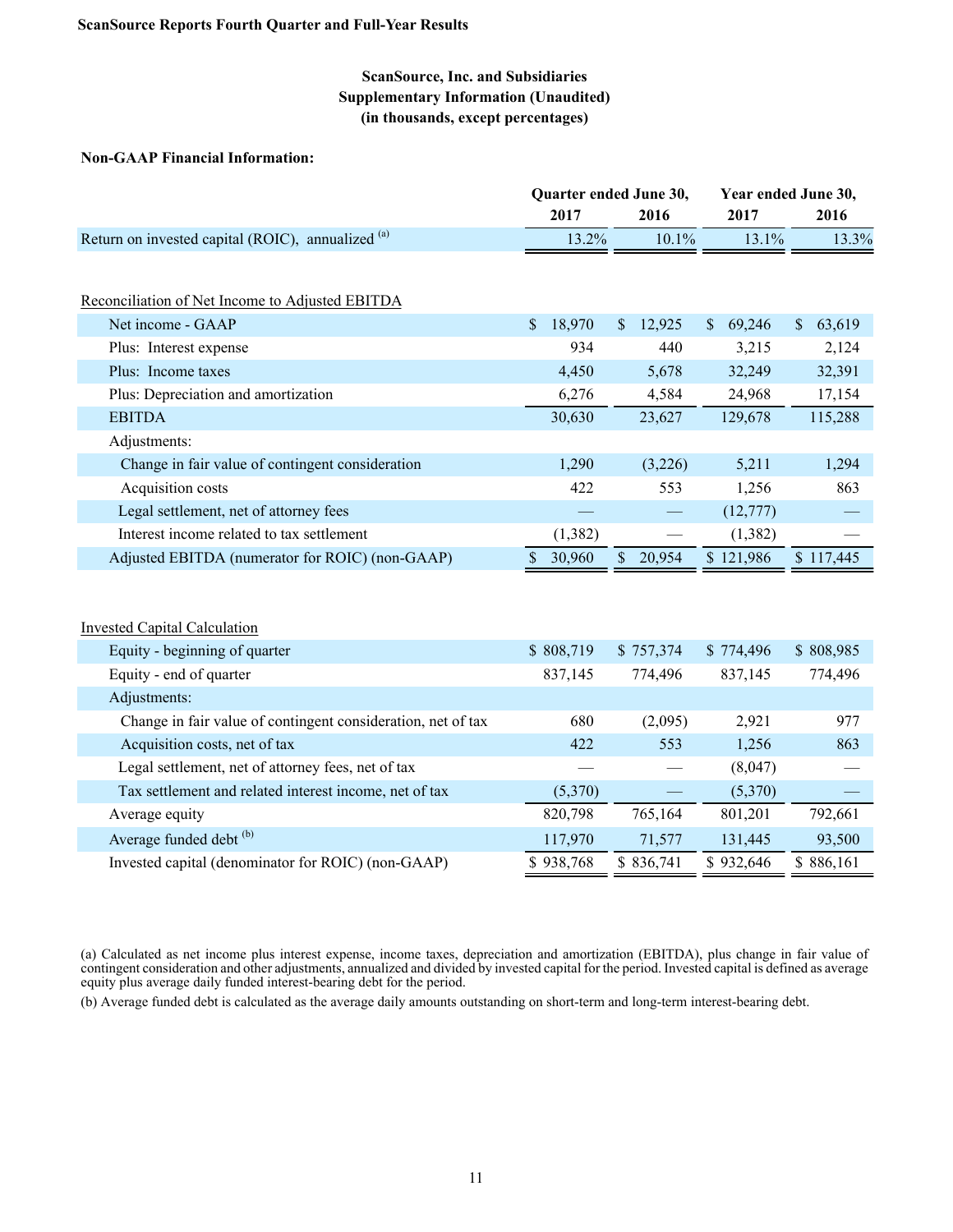**ScanSource Reports Fourth Quarter and Full-Year Results**

## ScanSource, Inc. and Subsidiaries
## Supplementary Information (Unaudited)
## (in thousands, except percentages)

**Non-GAAP Financial Information:**

| | Quarter ended June 30, | | Year ended June 30, | |
|---|---|---|---|---|
| | 2017 | 2016 | 2017 | 2016 |
| Return on invested capital (ROIC), annualized [(a)] | 13.2% | 10.1% | 13.1% | 13.3% |
| | | | | |
| Reconciliation of Net Income to Adjusted EBITDA | | | | |
| Net income - GAAP | $ 18,970 | $ 12,925 | $ 69,246 | $ 63,619 |
| Plus: Interest expense | 934 | 440 | 3,215 | 2,124 |
| Plus: Income taxes | 4,450 | 5,678 | 32,249 | 32,391 |
| Plus: Depreciation and amortization | 6,276 | 4,584 | 24,968 | 17,154 |
| EBITDA | 30,630 | 23,627 | 129,678 | 115,288 |
| Adjustments: | | | | |
| Change in fair value of contingent consideration | 1,290 | (3,226) | 5,211 | 1,294 |
| Acquisition costs | 422 | 553 | 1,256 | 863 |
| Legal settlement, net of attorney fees | — | — | (12,777) | — |
| Interest income related to tax settlement | (1,382) | — | (1,382) | — |
| Adjusted EBITDA (numerator for ROIC) (non-GAAP) | $ 30,960 | $ 20,954 | $ 121,986 | $ 117,445 |
| | | | | |
| Invested Capital Calculation | | | | |
| Equity - beginning of quarter | $ 808,719 | $ 757,374 | $ 774,496 | $ 808,985 |
| Equity - end of quarter | 837,145 | 774,496 | 837,145 | 774,496 |
| Adjustments: | | | | |
| Change in fair value of contingent consideration, net of tax | 680 | (2,095) | 2,921 | 977 |
| Acquisition costs, net of tax | 422 | 553 | 1,256 | 863 |
| Legal settlement, net of attorney fees, net of tax | — | — | (8,047) | — |
| Tax settlement and related interest income, net of tax | (5,370) | — | (5,370) | — |
| Average equity | 820,798 | 765,164 | 801,201 | 792,661 |
| Average funded debt [(b)] | 117,970 | 71,577 | 131,445 | 93,500 |
| Invested capital (denominator for ROIC) (non-GAAP) | $ 938,768 | $ 836,741 | $ 932,646 | $ 886,161 |

(a) Calculated as net income plus interest expense, income taxes, depreciation and amortization (EBITDA), plus change in fair value of contingent consideration and other adjustments, annualized and divided by invested capital for the period. Invested capital is defined as average equity plus average daily funded interest-bearing debt for the period.

(b) Average funded debt is calculated as the average daily amounts outstanding on short-term and long-term interest-bearing debt.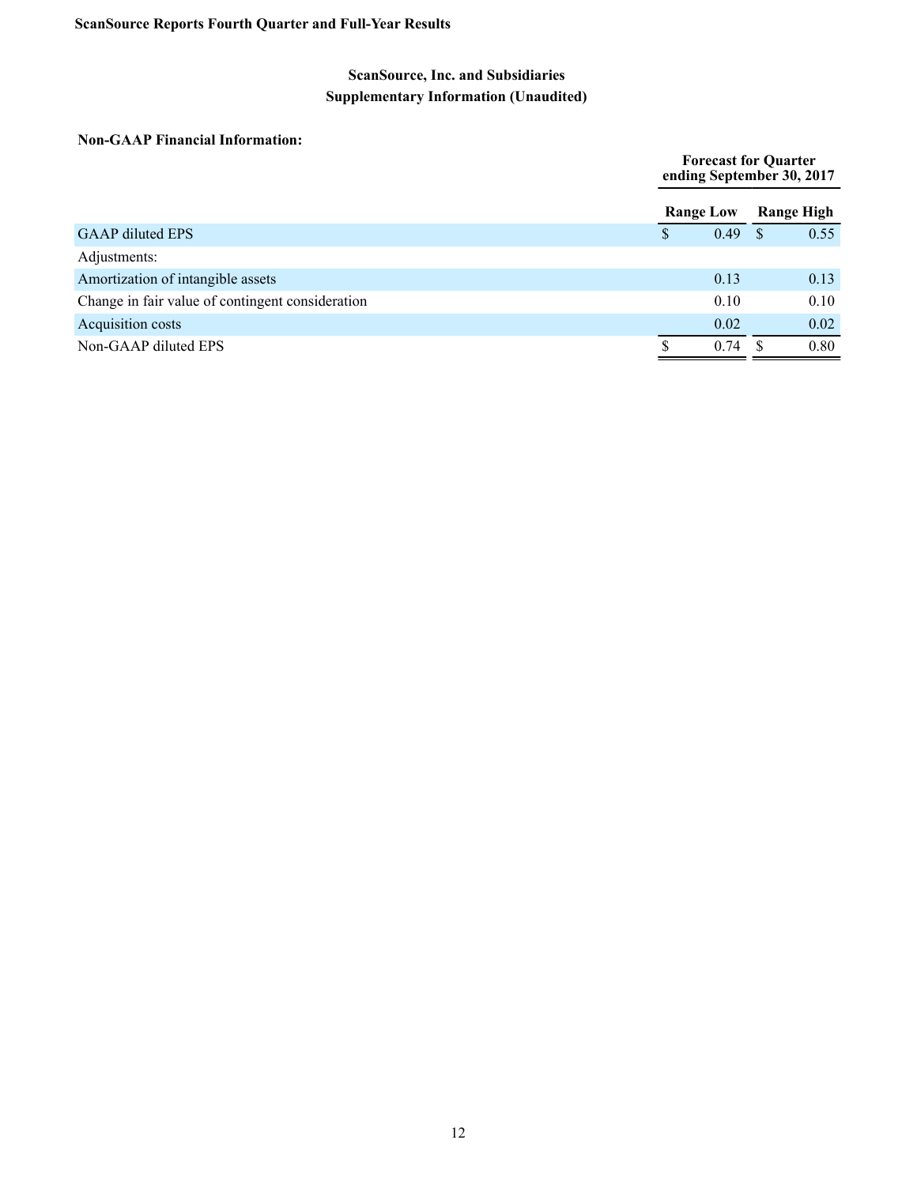# ScanSource, Inc. and Subsidiaries

## Supplementary Information (Unaudited)

**Non-GAAP Financial Information:**

| | Forecast for Quarter ending September 30, 2017 | |
|---|---|---|
| | **Range Low** | **Range High** |
| GAAP diluted EPS | $ 0.49 | $ 0.55 |
| Adjustments: | | |
| Amortization of intangible assets | 0.13 | 0.13 |
| Change in fair value of contingent consideration | 0.10 | 0.10 |
| Acquisition costs | 0.02 | 0.02 |
| Non-GAAP diluted EPS | $ 0.74 | $ 0.80 |